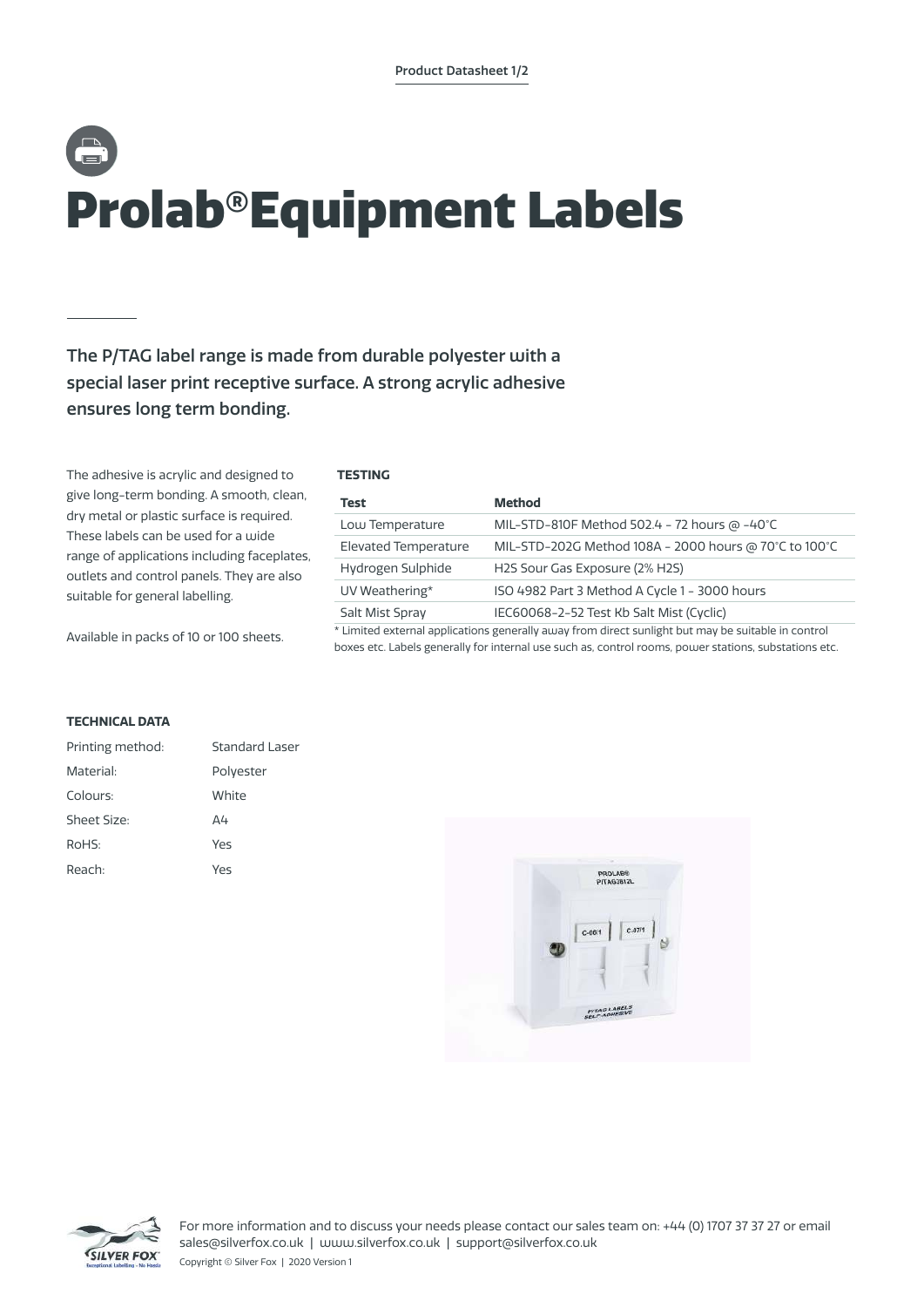# Prolab®Equipment Labels

**The P/TAG label range is made from durable polyester with a special laser print receptive surface. A strong acrylic adhesive ensures long term bonding.**

The adhesive is acrylic and designed to give long-term bonding. A smooth, clean, dry metal or plastic surface is required. These labels can be used for a wide range of applications including faceplates, outlets and control panels. They are also suitable for general labelling.

Available in packs of 10 or 100 sheets.

**TESTING**

| Test | Method |
| --- | --- |
| Low Temperature | MIL-STD-810F Method 502.4 - 72 hours @ -40°C |
| Elevated Temperature | MIL-STD-202G Method 108A - 2000 hours @ 70°C to 100°C |
| Hydrogen Sulphide | H2S Sour Gas Exposure (2% H2S) |
| UV Weathering* | ISO 4982 Part 3 Method A Cycle 1 - 3000 hours |
| Salt Mist Spray | IEC60068-2-52 Test Kb Salt Mist (Cyclic) |

* Limited external applications generally away from direct sunlight but may be suitable in control boxes etc. Labels generally for internal use such as, control rooms, power stations, substations etc.

**TECHNICAL DATA**

| | |
| --- | --- |
| Printing method: | Standard Laser |
| Material: | Polyester |
| Colours: | White |
| Sheet Size: | A4 |
| RoHS: | Yes |
| Reach: | Yes |

For more information and to discuss your needs please contact our sales team on: +44 (0) 1707 37 37 27 or email sales@silverfox.co.uk | www.silverfox.co.uk | support@silverfox.co.uk

Copyright © Silver Fox | 2020 Version 1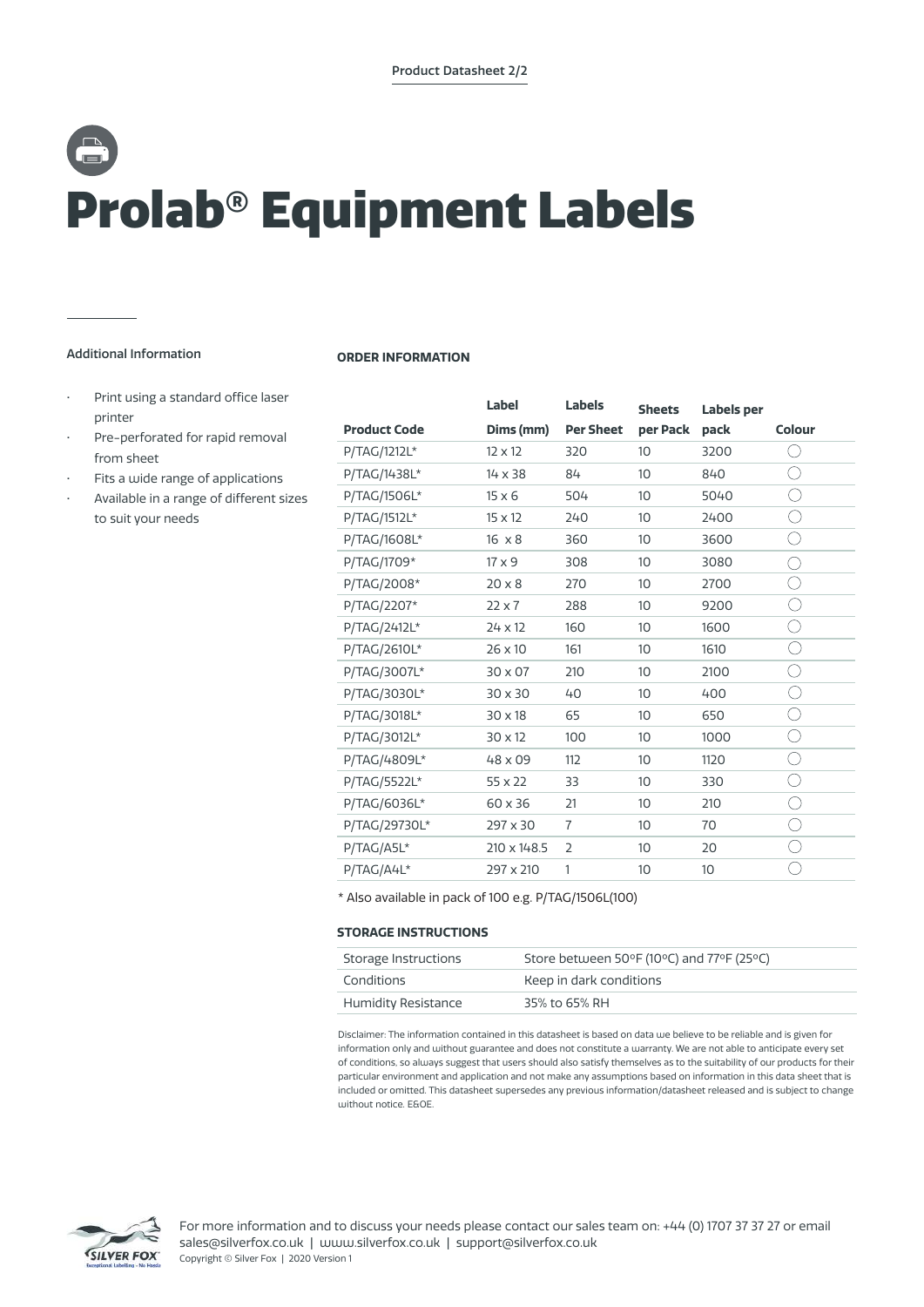// Prolab® Equipment Labels

# Prolab® Equipment Labels

### Additional Information

- Print using a standard office laser printer
- Pre-perforated for rapid removal from sheet
- Fits a wide range of applications
- Available in a range of different sizes to suit your needs

### ORDER INFORMATION

| Product Code | Label Dims (mm) | Labels Per Sheet | Sheets per Pack | Labels per pack | Colour |
|---|---|---|---|---|---|
| P/TAG/1212L* | 12 x 12 | 320 | 10 | 3200 | ◯ |
| P/TAG/1438L* | 14 x 38 | 84 | 10 | 840 | ◯ |
| P/TAG/1506L* | 15 x 6 | 504 | 10 | 5040 | ◯ |
| P/TAG/1512L* | 15 x 12 | 240 | 10 | 2400 | ◯ |
| P/TAG/1608L* | 16 x 8 | 360 | 10 | 3600 | ◯ |
| P/TAG/1709* | 17 x 9 | 308 | 10 | 3080 | ◯ |
| P/TAG/2008* | 20 x 8 | 270 | 10 | 2700 | ◯ |
| P/TAG/2207* | 22 x 7 | 288 | 10 | 9200 | ◯ |
| P/TAG/2412L* | 24 x 12 | 160 | 10 | 1600 | ◯ |
| P/TAG/2610L* | 26 x 10 | 161 | 10 | 1610 | ◯ |
| P/TAG/3007L* | 30 x 07 | 210 | 10 | 2100 | ◯ |
| P/TAG/3030L* | 30 x 30 | 40 | 10 | 400 | ◯ |
| P/TAG/3018L* | 30 x 18 | 65 | 10 | 650 | ◯ |
| P/TAG/3012L* | 30 x 12 | 100 | 10 | 1000 | ◯ |
| P/TAG/4809L* | 48 x 09 | 112 | 10 | 1120 | ◯ |
| P/TAG/5522L* | 55 x 22 | 33 | 10 | 330 | ◯ |
| P/TAG/6036L* | 60 x 36 | 21 | 10 | 210 | ◯ |
| P/TAG/29730L* | 297 x 30 | 7 | 10 | 70 | ◯ |
| P/TAG/A5L* | 210 x 148.5 | 2 | 10 | 20 | ◯ |
| P/TAG/A4L* | 297 x 210 | 1 | 10 | 10 | ◯ |

* Also available in pack of 100 e.g. P/TAG/1506L(100)

### STORAGE INSTRUCTIONS

| | |
|---|---|
| Storage Instructions | Store between 50°F (10°C) and 77°F (25°C) |
| Conditions | Keep in dark conditions |
| Humidity Resistance | 35% to 65% RH |

Disclaimer: The information contained in this datasheet is based on data we believe to be reliable and is given for information only and without guarantee and does not constitute a warranty. We are not able to anticipate every set of conditions, so always suggest that users should also satisfy themselves as to the suitability of our products for their particular environment and application and not make any assumptions based on information in this data sheet that is included or omitted. This datasheet supersedes any previous information/datasheet released and is subject to change without notice. E&OE.

For more information and to discuss your needs please contact our sales team on: +44 (0) 1707 37 37 27 or email sales@silverfox.co.uk | www.silverfox.co.uk | support@silverfox.co.uk

Copyright © Silver Fox | 2020 Version 1